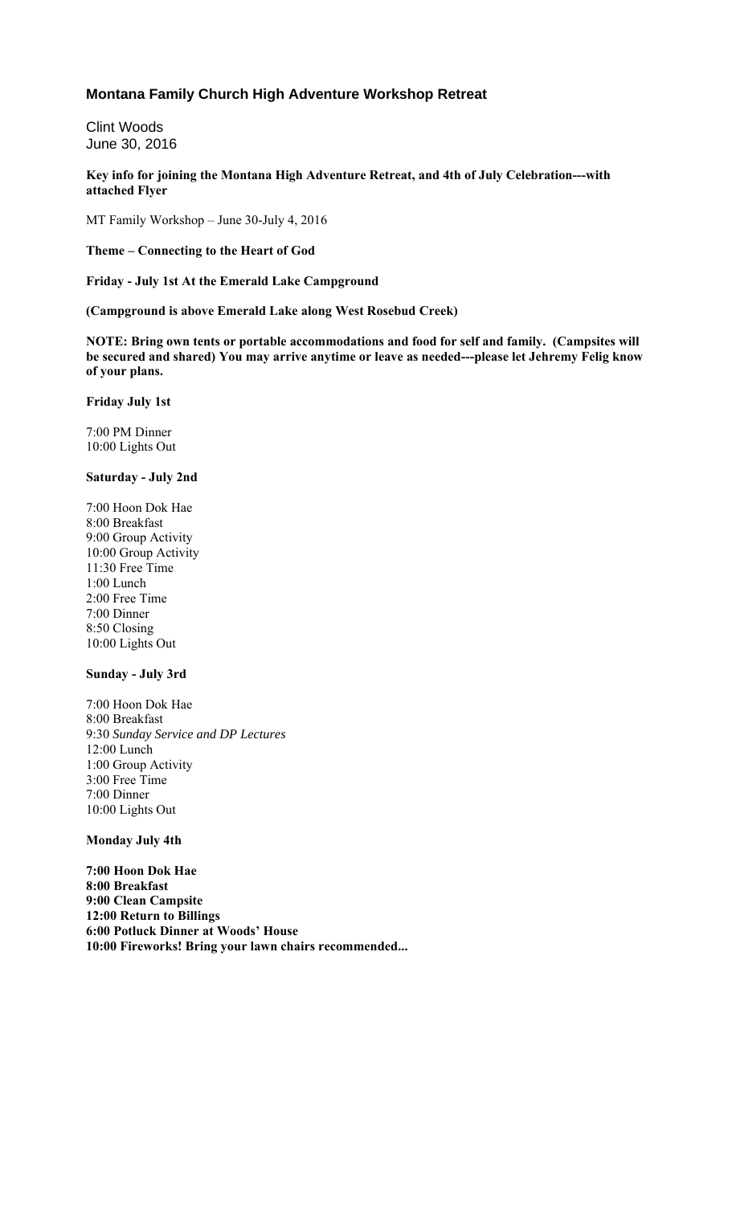# Montana Family Church High Adventure Workshop Retreat

Clint Woods
June 30, 2016

**Key info for joining the Montana High Adventure Retreat, and 4th of July Celebration---with attached Flyer**

MT Family Workshop – June 30-July 4, 2016

**Theme – Connecting to the Heart of God**

**Friday - July 1st At the Emerald Lake Campground**

**(Campground is above Emerald Lake along West Rosebud Creek)**

**NOTE: Bring own tents or portable accommodations and food for self and family. (Campsites will be secured and shared) You may arrive anytime or leave as needed---please let Jehremy Felig know of your plans.**

**Friday July 1st**

7:00 PM Dinner
10:00 Lights Out

**Saturday - July 2nd**

7:00 Hoon Dok Hae
8:00 Breakfast
9:00 Group Activity
10:00 Group Activity
11:30 Free Time
1:00 Lunch
2:00 Free Time
7:00 Dinner
8:50 Closing
10:00 Lights Out

**Sunday - July 3rd**

7:00 Hoon Dok Hae
8:00 Breakfast
9:30 *Sunday Service and DP Lectures*
12:00 Lunch
1:00 Group Activity
3:00 Free Time
7:00 Dinner
10:00 Lights Out

**Monday July 4th**

**7:00 Hoon Dok Hae**
**8:00 Breakfast**
**9:00 Clean Campsite**
**12:00 Return to Billings**
**6:00 Potluck Dinner at Woods' House**
**10:00 Fireworks! Bring your lawn chairs recommended...**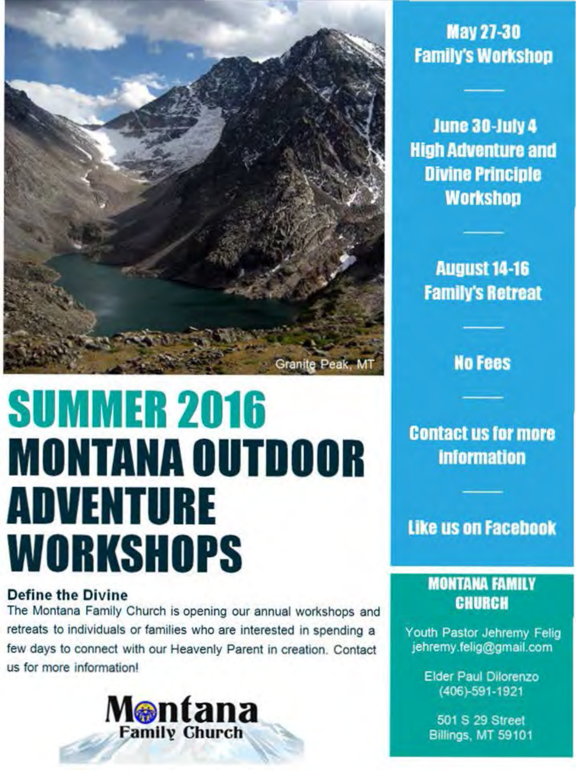Granite Peak, MT

# SUMMER 2016
# MONTANA OUTDOOR ADVENTURE WORKSHOPS

### Define the Divine

The Montana Family Church is opening our annual workshops and retreats to individuals or families who are interested in spending a few days to connect with our Heavenly Parent in creation. Contact us for more information!

Montana Family Church

**May 27-30**
**Family's Workshop**

---

**June 30-July 4**
**High Adventure and Divine Principle Workshop**

---

**August 14-16**
**Family's Retreat**

---

**No Fees**

---

**Contact us for more information**

---

**Like us on Facebook**

## MONTANA FAMILY CHURCH

Youth Pastor Jehremy Felig
jehremy.felig@gmail.com

Elder Paul Dilorenzo
(406)-591-1921

501 S 29 Street
Billings, MT 59101